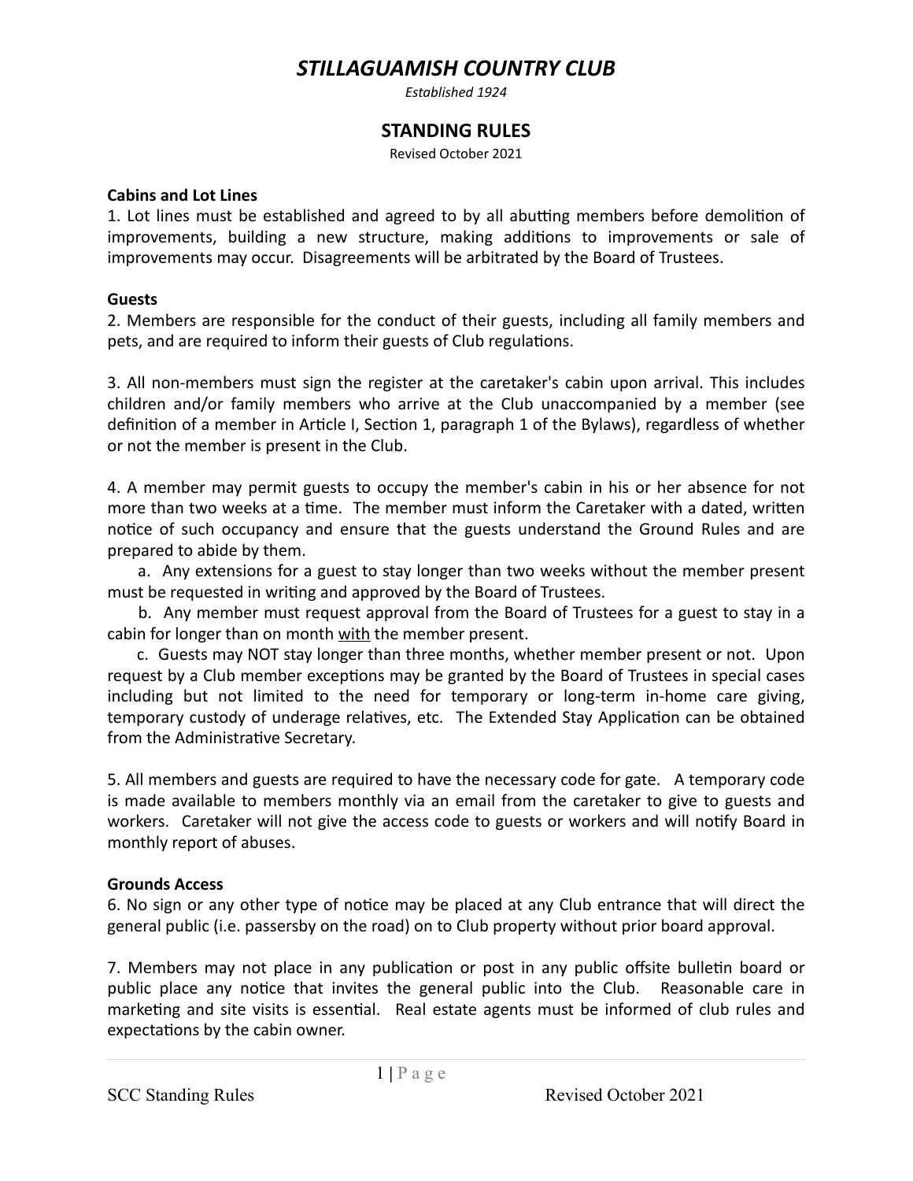# *STILLAGUAMISH COUNTRY CLUB*

*Established 1924*

## STANDING RULES

Revised October 2021

**Cabins and Lot Lines**

1. Lot lines must be established and agreed to by all abutting members before demolition of improvements, building a new structure, making additions to improvements or sale of improvements may occur. Disagreements will be arbitrated by the Board of Trustees.

**Guests**

2. Members are responsible for the conduct of their guests, including all family members and pets, and are required to inform their guests of Club regulations.

3. All non-members must sign the register at the caretaker's cabin upon arrival. This includes children and/or family members who arrive at the Club unaccompanied by a member (see definition of a member in Article I, Section 1, paragraph 1 of the Bylaws), regardless of whether or not the member is present in the Club.

4. A member may permit guests to occupy the member's cabin in his or her absence for not more than two weeks at a time. The member must inform the Caretaker with a dated, written notice of such occupancy and ensure that the guests understand the Ground Rules and are prepared to abide by them.

   a. Any extensions for a guest to stay longer than two weeks without the member present must be requested in writing and approved by the Board of Trustees.

   b. Any member must request approval from the Board of Trustees for a guest to stay in a cabin for longer than on month <u>with</u> the member present.

   c. Guests may NOT stay longer than three months, whether member present or not. Upon request by a Club member exceptions may be granted by the Board of Trustees in special cases including but not limited to the need for temporary or long-term in-home care giving, temporary custody of underage relatives, etc. The Extended Stay Application can be obtained from the Administrative Secretary.

5. All members and guests are required to have the necessary code for gate. A temporary code is made available to members monthly via an email from the caretaker to give to guests and workers. Caretaker will not give the access code to guests or workers and will notify Board in monthly report of abuses.

**Grounds Access**

6. No sign or any other type of notice may be placed at any Club entrance that will direct the general public (i.e. passersby on the road) on to Club property without prior board approval.

7. Members may not place in any publication or post in any public offsite bulletin board or public place any notice that invites the general public into the Club. Reasonable care in marketing and site visits is essential. Real estate agents must be informed of club rules and expectations by the cabin owner.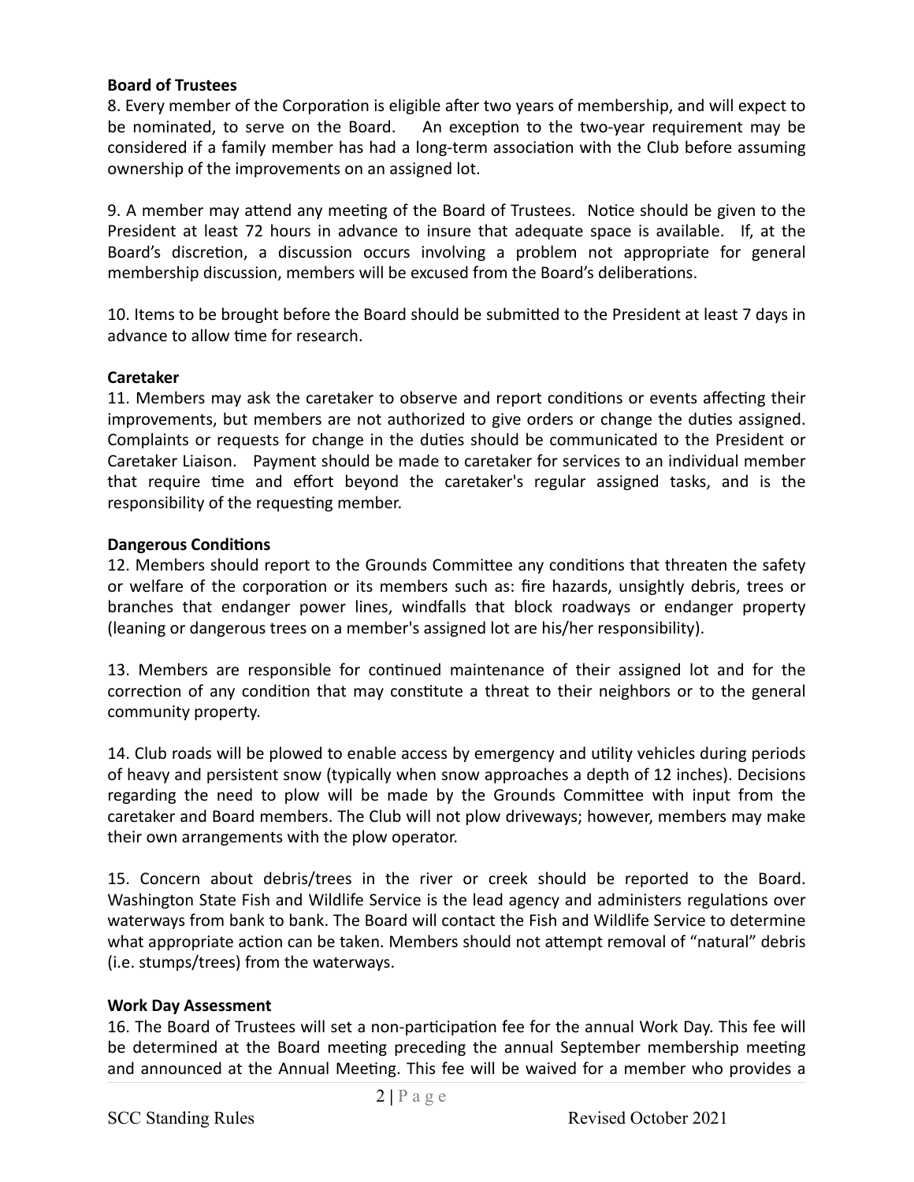**Board of Trustees**

8. Every member of the Corporation is eligible after two years of membership, and will expect to be nominated, to serve on the Board. An exception to the two-year requirement may be considered if a family member has had a long-term association with the Club before assuming ownership of the improvements on an assigned lot.

9. A member may attend any meeting of the Board of Trustees. Notice should be given to the President at least 72 hours in advance to insure that adequate space is available. If, at the Board's discretion, a discussion occurs involving a problem not appropriate for general membership discussion, members will be excused from the Board's deliberations.

10. Items to be brought before the Board should be submitted to the President at least 7 days in advance to allow time for research.

**Caretaker**

11. Members may ask the caretaker to observe and report conditions or events affecting their improvements, but members are not authorized to give orders or change the duties assigned. Complaints or requests for change in the duties should be communicated to the President or Caretaker Liaison. Payment should be made to caretaker for services to an individual member that require time and effort beyond the caretaker's regular assigned tasks, and is the responsibility of the requesting member.

**Dangerous Conditions**

12. Members should report to the Grounds Committee any conditions that threaten the safety or welfare of the corporation or its members such as: fire hazards, unsightly debris, trees or branches that endanger power lines, windfalls that block roadways or endanger property (leaning or dangerous trees on a member's assigned lot are his/her responsibility).

13. Members are responsible for continued maintenance of their assigned lot and for the correction of any condition that may constitute a threat to their neighbors or to the general community property.

14. Club roads will be plowed to enable access by emergency and utility vehicles during periods of heavy and persistent snow (typically when snow approaches a depth of 12 inches). Decisions regarding the need to plow will be made by the Grounds Committee with input from the caretaker and Board members. The Club will not plow driveways; however, members may make their own arrangements with the plow operator.

15. Concern about debris/trees in the river or creek should be reported to the Board. Washington State Fish and Wildlife Service is the lead agency and administers regulations over waterways from bank to bank. The Board will contact the Fish and Wildlife Service to determine what appropriate action can be taken. Members should not attempt removal of "natural" debris (i.e. stumps/trees) from the waterways.

**Work Day Assessment**

16. The Board of Trustees will set a non-participation fee for the annual Work Day. This fee will be determined at the Board meeting preceding the annual September membership meeting and announced at the Annual Meeting. This fee will be waived for a member who provides a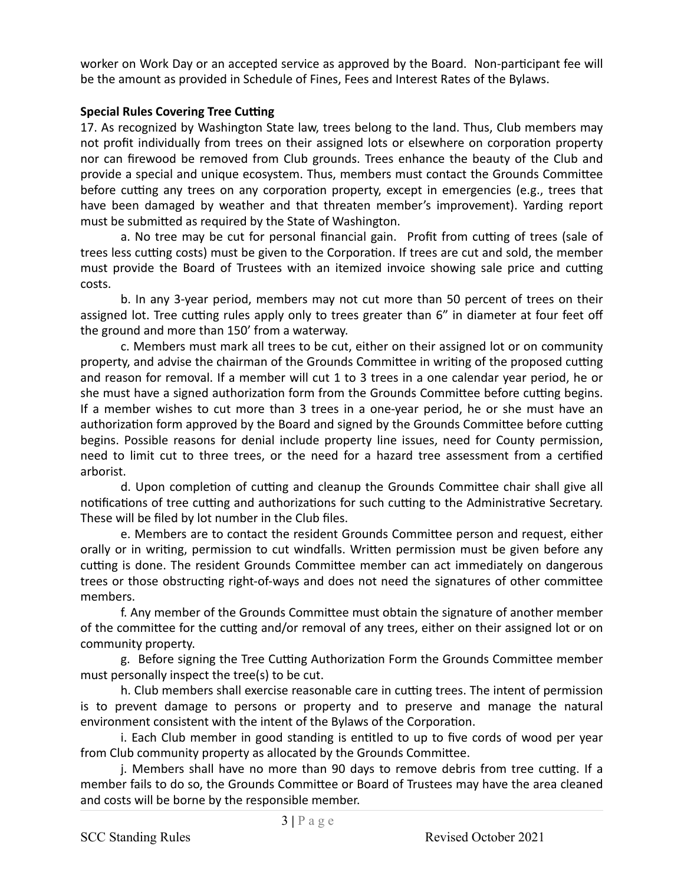worker on Work Day or an accepted service as approved by the Board. Non-participant fee will be the amount as provided in Schedule of Fines, Fees and Interest Rates of the Bylaws.

**Special Rules Covering Tree Cutting**

17. As recognized by Washington State law, trees belong to the land. Thus, Club members may not profit individually from trees on their assigned lots or elsewhere on corporation property nor can firewood be removed from Club grounds. Trees enhance the beauty of the Club and provide a special and unique ecosystem. Thus, members must contact the Grounds Committee before cutting any trees on any corporation property, except in emergencies (e.g., trees that have been damaged by weather and that threaten member's improvement). Yarding report must be submitted as required by the State of Washington.

a. No tree may be cut for personal financial gain. Profit from cutting of trees (sale of trees less cutting costs) must be given to the Corporation. If trees are cut and sold, the member must provide the Board of Trustees with an itemized invoice showing sale price and cutting costs.

b. In any 3-year period, members may not cut more than 50 percent of trees on their assigned lot. Tree cutting rules apply only to trees greater than 6" in diameter at four feet off the ground and more than 150' from a waterway.

c. Members must mark all trees to be cut, either on their assigned lot or on community property, and advise the chairman of the Grounds Committee in writing of the proposed cutting and reason for removal. If a member will cut 1 to 3 trees in a one calendar year period, he or she must have a signed authorization form from the Grounds Committee before cutting begins. If a member wishes to cut more than 3 trees in a one-year period, he or she must have an authorization form approved by the Board and signed by the Grounds Committee before cutting begins. Possible reasons for denial include property line issues, need for County permission, need to limit cut to three trees, or the need for a hazard tree assessment from a certified arborist.

d. Upon completion of cutting and cleanup the Grounds Committee chair shall give all notifications of tree cutting and authorizations for such cutting to the Administrative Secretary. These will be filed by lot number in the Club files.

e. Members are to contact the resident Grounds Committee person and request, either orally or in writing, permission to cut windfalls. Written permission must be given before any cutting is done. The resident Grounds Committee member can act immediately on dangerous trees or those obstructing right-of-ways and does not need the signatures of other committee members.

f. Any member of the Grounds Committee must obtain the signature of another member of the committee for the cutting and/or removal of any trees, either on their assigned lot or on community property.

g. Before signing the Tree Cutting Authorization Form the Grounds Committee member must personally inspect the tree(s) to be cut.

h. Club members shall exercise reasonable care in cutting trees. The intent of permission is to prevent damage to persons or property and to preserve and manage the natural environment consistent with the intent of the Bylaws of the Corporation.

i. Each Club member in good standing is entitled to up to five cords of wood per year from Club community property as allocated by the Grounds Committee.

j. Members shall have no more than 90 days to remove debris from tree cutting. If a member fails to do so, the Grounds Committee or Board of Trustees may have the area cleaned and costs will be borne by the responsible member.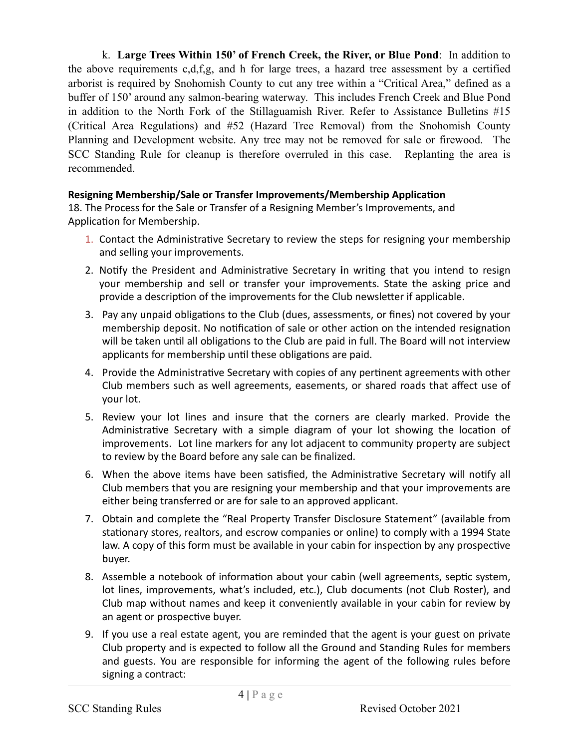k. **Large Trees Within 150' of French Creek, the River, or Blue Pond**: In addition to the above requirements c,d,f,g, and h for large trees, a hazard tree assessment by a certified arborist is required by Snohomish County to cut any tree within a "Critical Area," defined as a buffer of 150' around any salmon-bearing waterway. This includes French Creek and Blue Pond in addition to the North Fork of the Stillaguamish River. Refer to Assistance Bulletins #15 (Critical Area Regulations) and #52 (Hazard Tree Removal) from the Snohomish County Planning and Development website. Any tree may not be removed for sale or firewood. The SCC Standing Rule for cleanup is therefore overruled in this case. Replanting the area is recommended.

**Resigning Membership/Sale or Transfer Improvements/Membership Application**

18. The Process for the Sale or Transfer of a Resigning Member's Improvements, and Application for Membership.

1. Contact the Administrative Secretary to review the steps for resigning your membership and selling your improvements.
2. Notify the President and Administrative Secretary in writing that you intend to resign your membership and sell or transfer your improvements. State the asking price and provide a description of the improvements for the Club newsletter if applicable.
3. Pay any unpaid obligations to the Club (dues, assessments, or fines) not covered by your membership deposit. No notification of sale or other action on the intended resignation will be taken until all obligations to the Club are paid in full. The Board will not interview applicants for membership until these obligations are paid.
4. Provide the Administrative Secretary with copies of any pertinent agreements with other Club members such as well agreements, easements, or shared roads that affect use of your lot.
5. Review your lot lines and insure that the corners are clearly marked. Provide the Administrative Secretary with a simple diagram of your lot showing the location of improvements. Lot line markers for any lot adjacent to community property are subject to review by the Board before any sale can be finalized.
6. When the above items have been satisfied, the Administrative Secretary will notify all Club members that you are resigning your membership and that your improvements are either being transferred or are for sale to an approved applicant.
7. Obtain and complete the "Real Property Transfer Disclosure Statement" (available from stationary stores, realtors, and escrow companies or online) to comply with a 1994 State law. A copy of this form must be available in your cabin for inspection by any prospective buyer.
8. Assemble a notebook of information about your cabin (well agreements, septic system, lot lines, improvements, what's included, etc.), Club documents (not Club Roster), and Club map without names and keep it conveniently available in your cabin for review by an agent or prospective buyer.
9. If you use a real estate agent, you are reminded that the agent is your guest on private Club property and is expected to follow all the Ground and Standing Rules for members and guests. You are responsible for informing the agent of the following rules before signing a contract: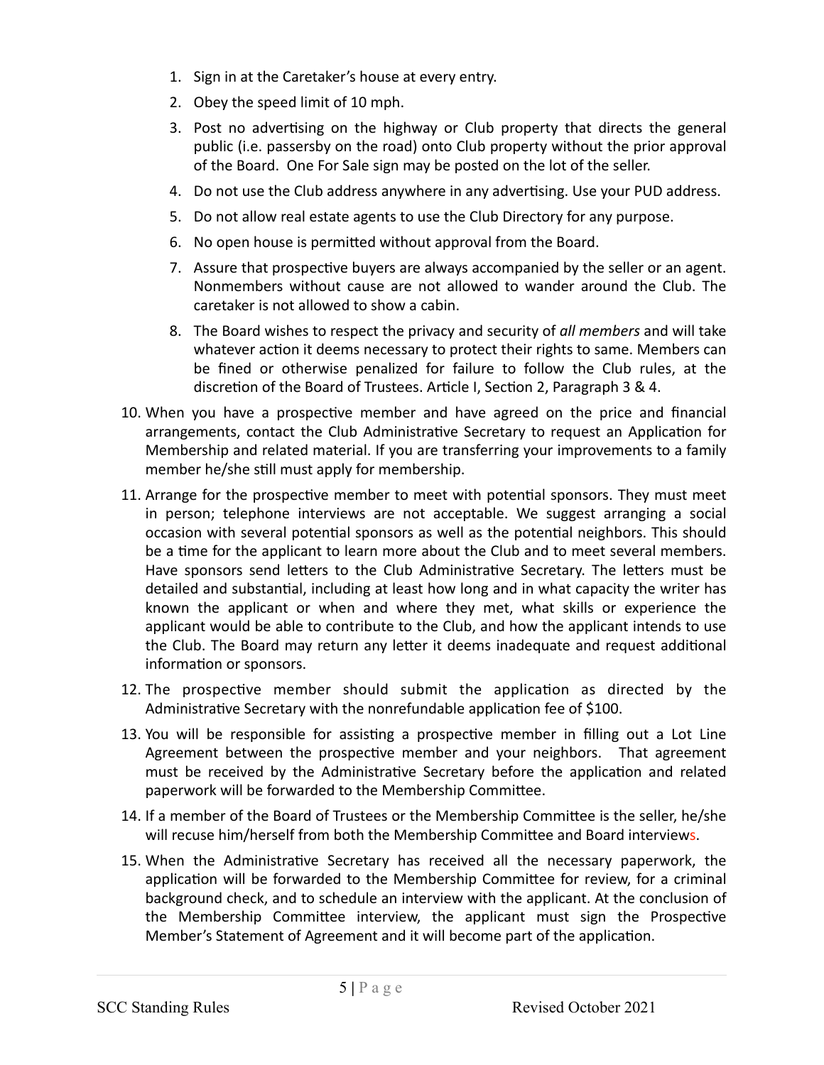1. Sign in at the Caretaker's house at every entry.
2. Obey the speed limit of 10 mph.
3. Post no advertising on the highway or Club property that directs the general public (i.e. passersby on the road) onto Club property without the prior approval of the Board. One For Sale sign may be posted on the lot of the seller.
4. Do not use the Club address anywhere in any advertising. Use your PUD address.
5. Do not allow real estate agents to use the Club Directory for any purpose.
6. No open house is permitted without approval from the Board.
7. Assure that prospective buyers are always accompanied by the seller or an agent. Nonmembers without cause are not allowed to wander around the Club. The caretaker is not allowed to show a cabin.
8. The Board wishes to respect the privacy and security of *all members* and will take whatever action it deems necessary to protect their rights to same. Members can be fined or otherwise penalized for failure to follow the Club rules, at the discretion of the Board of Trustees. Article I, Section 2, Paragraph 3 & 4.

10. When you have a prospective member and have agreed on the price and financial arrangements, contact the Club Administrative Secretary to request an Application for Membership and related material. If you are transferring your improvements to a family member he/she still must apply for membership.
11. Arrange for the prospective member to meet with potential sponsors. They must meet in person; telephone interviews are not acceptable. We suggest arranging a social occasion with several potential sponsors as well as the potential neighbors. This should be a time for the applicant to learn more about the Club and to meet several members. Have sponsors send letters to the Club Administrative Secretary. The letters must be detailed and substantial, including at least how long and in what capacity the writer has known the applicant or when and where they met, what skills or experience the applicant would be able to contribute to the Club, and how the applicant intends to use the Club. The Board may return any letter it deems inadequate and request additional information or sponsors.
12. The prospective member should submit the application as directed by the Administrative Secretary with the nonrefundable application fee of $100.
13. You will be responsible for assisting a prospective member in filling out a Lot Line Agreement between the prospective member and your neighbors. That agreement must be received by the Administrative Secretary before the application and related paperwork will be forwarded to the Membership Committee.
14. If a member of the Board of Trustees or the Membership Committee is the seller, he/she will recuse him/herself from both the Membership Committee and Board interviews.
15. When the Administrative Secretary has received all the necessary paperwork, the application will be forwarded to the Membership Committee for review, for a criminal background check, and to schedule an interview with the applicant. At the conclusion of the Membership Committee interview, the applicant must sign the Prospective Member's Statement of Agreement and it will become part of the application.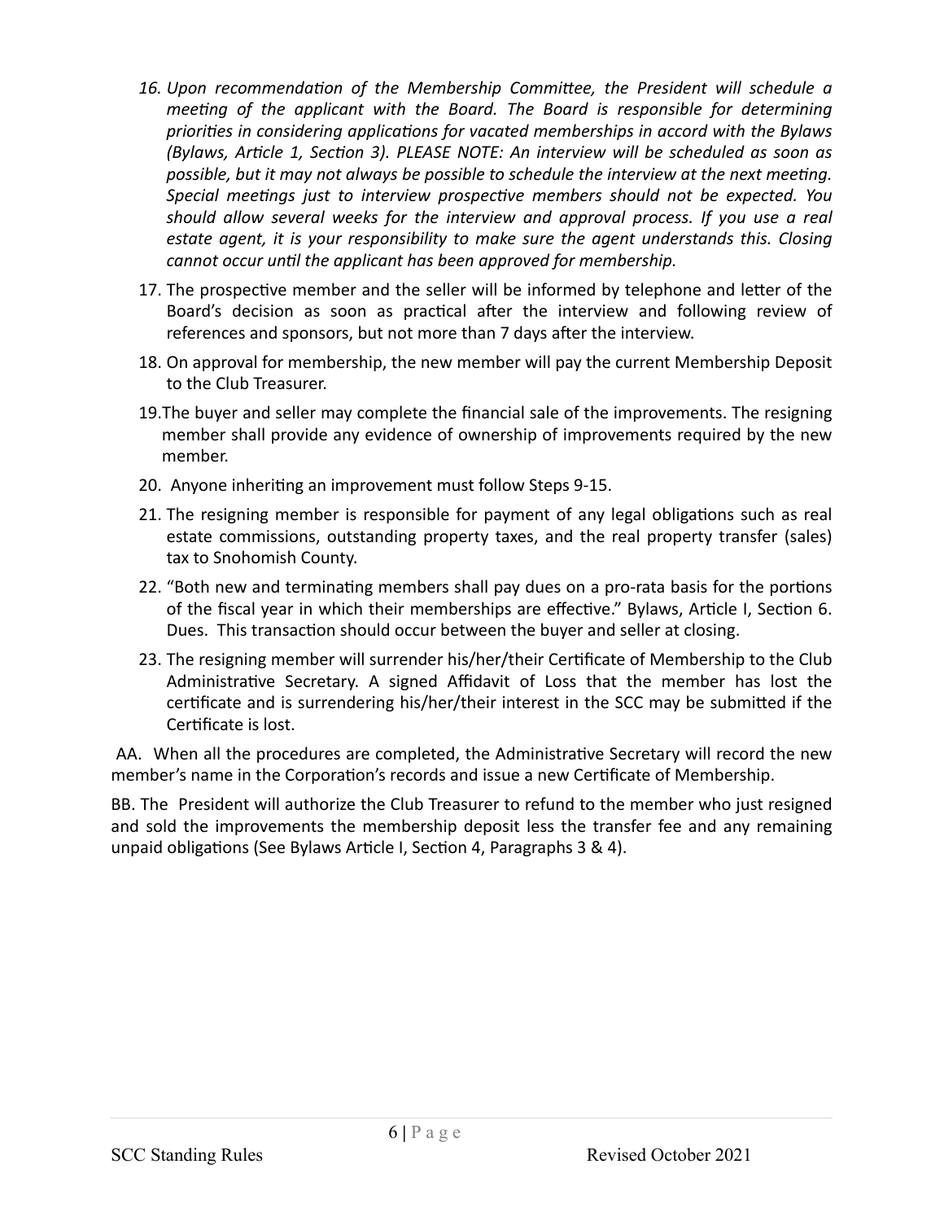16. *Upon recommendation of the Membership Committee, the President will schedule a meeting of the applicant with the Board. The Board is responsible for determining priorities in considering applications for vacated memberships in accord with the Bylaws (Bylaws, Article 1, Section 3). PLEASE NOTE: An interview will be scheduled as soon as possible, but it may not always be possible to schedule the interview at the next meeting. Special meetings just to interview prospective members should not be expected. You should allow several weeks for the interview and approval process. If you use a real estate agent, it is your responsibility to make sure the agent understands this. Closing cannot occur until the applicant has been approved for membership.*
17. The prospective member and the seller will be informed by telephone and letter of the Board's decision as soon as practical after the interview and following review of references and sponsors, but not more than 7 days after the interview.
18. On approval for membership, the new member will pay the current Membership Deposit to the Club Treasurer.
19. The buyer and seller may complete the financial sale of the improvements. The resigning member shall provide any evidence of ownership of improvements required by the new member.
20. Anyone inheriting an improvement must follow Steps 9-15.
21. The resigning member is responsible for payment of any legal obligations such as real estate commissions, outstanding property taxes, and the real property transfer (sales) tax to Snohomish County.
22. "Both new and terminating members shall pay dues on a pro-rata basis for the portions of the fiscal year in which their memberships are effective." Bylaws, Article I, Section 6. Dues. This transaction should occur between the buyer and seller at closing.
23. The resigning member will surrender his/her/their Certificate of Membership to the Club Administrative Secretary. A signed Affidavit of Loss that the member has lost the certificate and is surrendering his/her/their interest in the SCC may be submitted if the Certificate is lost.

AA. When all the procedures are completed, the Administrative Secretary will record the new member's name in the Corporation's records and issue a new Certificate of Membership.

BB. The President will authorize the Club Treasurer to refund to the member who just resigned and sold the improvements the membership deposit less the transfer fee and any remaining unpaid obligations (See Bylaws Article I, Section 4, Paragraphs 3 & 4).